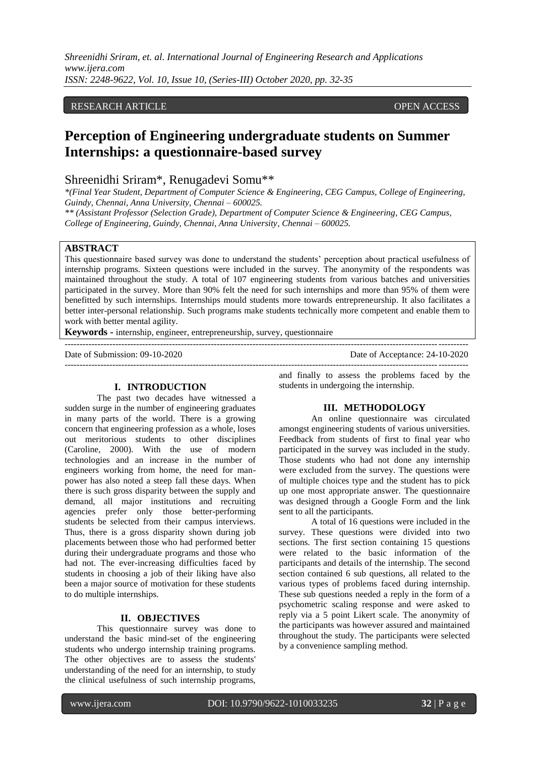RESEARCH ARTICLE OPEN ACCESS

# Perception of Engineering undergraduate students on Summer Internships: a questionnaire-based survey

Shreenidhi Sriram*, Renugadevi Somu**

*(Final Year Student, Department of Computer Science & Engineering, CEG Campus, College of Engineering, Guindy, Chennai, Anna University, Chennai – 600025.

** (Assistant Professor (Selection Grade), Department of Computer Science & Engineering, CEG Campus, College of Engineering, Guindy, Chennai, Anna University, Chennai – 600025.

## ABSTRACT

This questionnaire based survey was done to understand the students' perception about practical usefulness of internship programs. Sixteen questions were included in the survey. The anonymity of the respondents was maintained throughout the study. A total of 107 engineering students from various batches and universities participated in the survey. More than 90% felt the need for such internships and more than 95% of them were benefitted by such internships. Internships mould students more towards entrepreneurship. It also facilitates a better inter-personal relationship. Such programs make students technically more competent and enable them to work with better mental agility.

**Keywords -** internship, engineer, entrepreneurship, survey, questionnaire

Date of Submission: 09-10-2020 Date of Acceptance: 24-10-2020

## I. INTRODUCTION

The past two decades have witnessed a sudden surge in the number of engineering graduates in many parts of the world. There is a growing concern that engineering profession as a whole, loses out meritorious students to other disciplines (Caroline, 2000). With the use of modern technologies and an increase in the number of engineers working from home, the need for man-power has also noted a steep fall these days. When there is such gross disparity between the supply and demand, all major institutions and recruiting agencies prefer only those better-performing students be selected from their campus interviews. Thus, there is a gross disparity shown during job placements between those who had performed better during their undergraduate programs and those who had not. The ever-increasing difficulties faced by students in choosing a job of their liking have also been a major source of motivation for these students to do multiple internships.

## II. OBJECTIVES

This questionnaire survey was done to understand the basic mind-set of the engineering students who undergo internship training programs. The other objectives are to assess the students' understanding of the need for an internship, to study the clinical usefulness of such internship programs, and finally to assess the problems faced by the students in undergoing the internship.

## III. METHODOLOGY

An online questionnaire was circulated amongst engineering students of various universities. Feedback from students of first to final year who participated in the survey was included in the study. Those students who had not done any internship were excluded from the survey. The questions were of multiple choices type and the student has to pick up one most appropriate answer. The questionnaire was designed through a Google Form and the link sent to all the participants.

A total of 16 questions were included in the survey. These questions were divided into two sections. The first section containing 15 questions were related to the basic information of the participants and details of the internship. The second section contained 6 sub questions, all related to the various types of problems faced during internship. These sub questions needed a reply in the form of a psychometric scaling response and were asked to reply via a 5 point Likert scale. The anonymity of the participants was however assured and maintained throughout the study. The participants were selected by a convenience sampling method.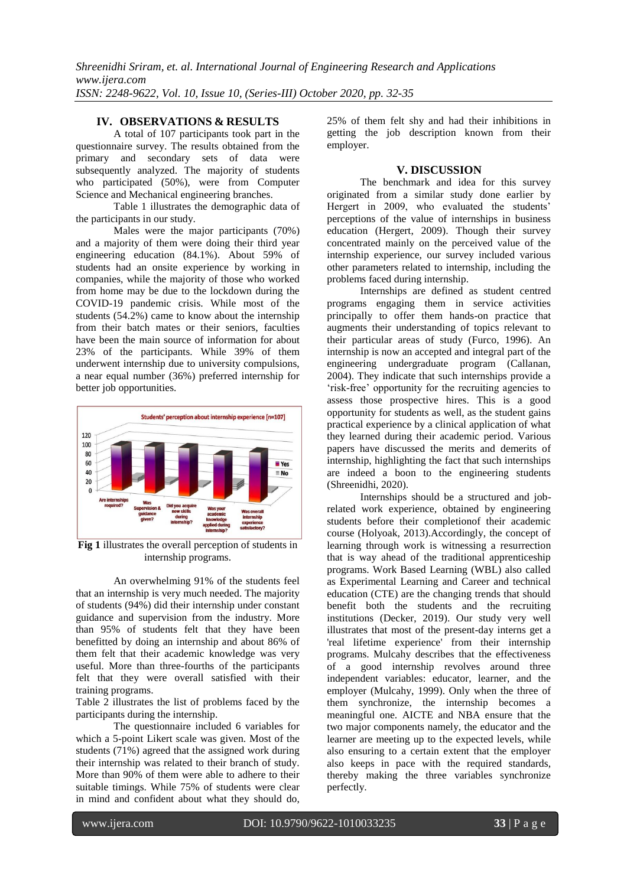## IV. OBSERVATIONS & RESULTS

A total of 107 participants took part in the questionnaire survey. The results obtained from the primary and secondary sets of data were subsequently analyzed. The majority of students who participated (50%), were from Computer Science and Mechanical engineering branches.

Table 1 illustrates the demographic data of the participants in our study.

Males were the major participants (70%) and a majority of them were doing their third year engineering education (84.1%). About 59% of students had an onsite experience by working in companies, while the majority of those who worked from home may be due to the lockdown during the COVID-19 pandemic crisis. While most of the students (54.2%) came to know about the internship from their batch mates or their seniors, faculties have been the main source of information for about 23% of the participants. While 39% of them underwent internship due to university compulsions, a near equal number (36%) preferred internship for better job opportunities.

**Fig 1** illustrates the overall perception of students in internship programs.

An overwhelming 91% of the students feel that an internship is very much needed. The majority of students (94%) did their internship under constant guidance and supervision from the industry. More than 95% of students felt that they have been benefitted by doing an internship and about 86% of them felt that their academic knowledge was very useful. More than three-fourths of the participants felt that they were overall satisfied with their training programs.

Table 2 illustrates the list of problems faced by the participants during the internship.

The questionnaire included 6 variables for which a 5-point Likert scale was given. Most of the students (71%) agreed that the assigned work during their internship was related to their branch of study. More than 90% of them were able to adhere to their suitable timings. While 75% of students were clear in mind and confident about what they should do, 25% of them felt shy and had their inhibitions in getting the job description known from their employer.

## V. DISCUSSION

The benchmark and idea for this survey originated from a similar study done earlier by Hergert in 2009, who evaluated the students' perceptions of the value of internships in business education (Hergert, 2009). Though their survey concentrated mainly on the perceived value of the internship experience, our survey included various other parameters related to internship, including the problems faced during internship.

Internships are defined as student centred programs engaging them in service activities principally to offer them hands-on practice that augments their understanding of topics relevant to their particular areas of study (Furco, 1996). An internship is now an accepted and integral part of the engineering undergraduate program (Callanan, 2004). They indicate that such internships provide a 'risk-free' opportunity for the recruiting agencies to assess those prospective hires. This is a good opportunity for students as well, as the student gains practical experience by a clinical application of what they learned during their academic period. Various papers have discussed the merits and demerits of internship, highlighting the fact that such internships are indeed a boon to the engineering students (Shreenidhi, 2020).

Internships should be a structured and job-related work experience, obtained by engineering students before their completionof their academic course (Holyoak, 2013).Accordingly, the concept of learning through work is witnessing a resurrection that is way ahead of the traditional apprenticeship programs. Work Based Learning (WBL) also called as Experimental Learning and Career and technical education (CTE) are the changing trends that should benefit both the students and the recruiting institutions (Decker, 2019). Our study very well illustrates that most of the present-day interns get a 'real lifetime experience' from their internship programs. Mulcahy describes that the effectiveness of a good internship revolves around three independent variables: educator, learner, and the employer (Mulcahy, 1999). Only when the three of them synchronize, the internship becomes a meaningful one. AICTE and NBA ensure that the two major components namely, the educator and the learner are meeting up to the expected levels, while also ensuring to a certain extent that the employer also keeps in pace with the required standards, thereby making the three variables synchronize perfectly.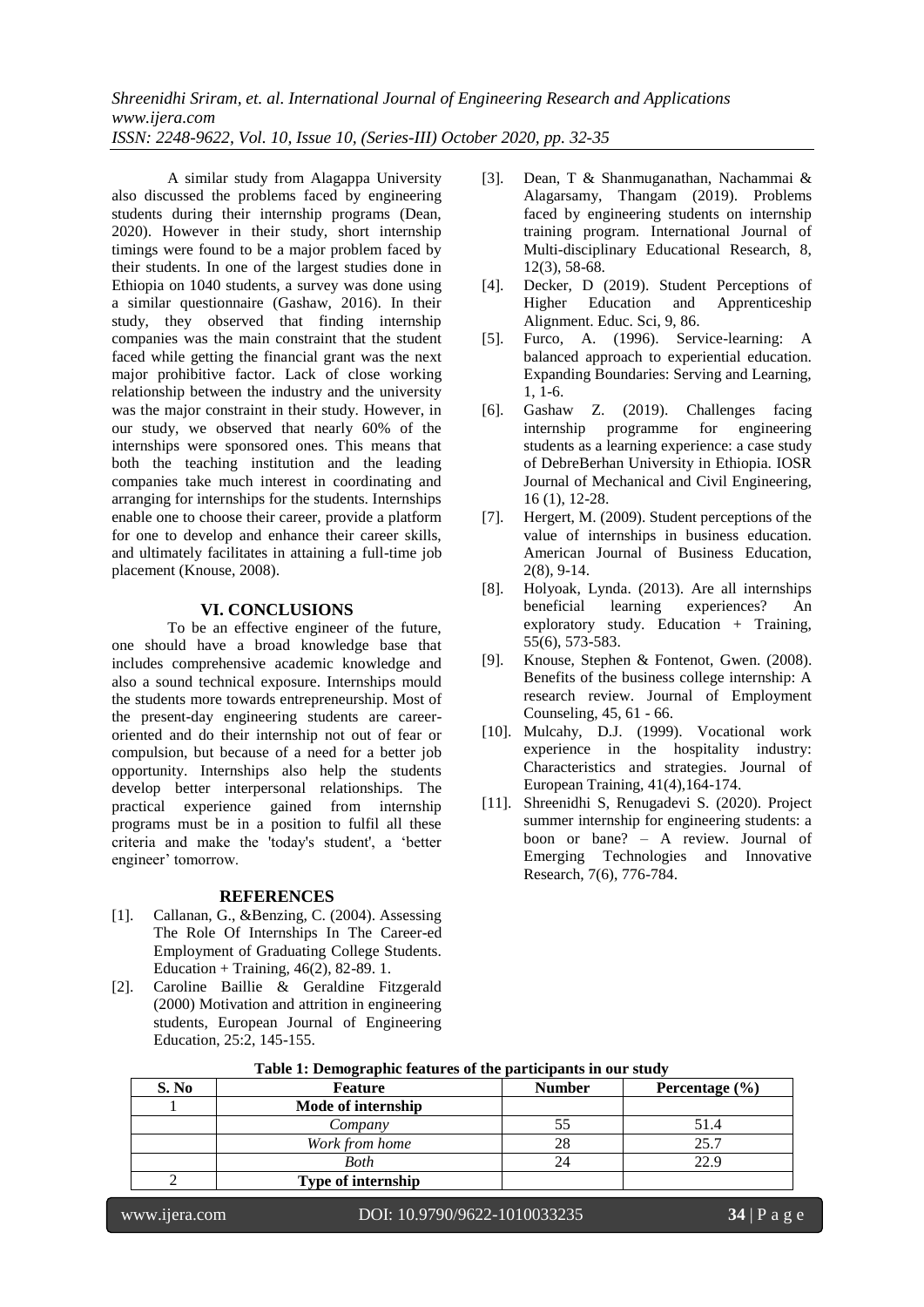A similar study from Alagappa University also discussed the problems faced by engineering students during their internship programs (Dean, 2020). However in their study, short internship timings were found to be a major problem faced by their students. In one of the largest studies done in Ethiopia on 1040 students, a survey was done using a similar questionnaire (Gashaw, 2016). In their study, they observed that finding internship companies was the main constraint that the student faced while getting the financial grant was the next major prohibitive factor. Lack of close working relationship between the industry and the university was the major constraint in their study. However, in our study, we observed that nearly 60% of the internships were sponsored ones. This means that both the teaching institution and the leading companies take much interest in coordinating and arranging for internships for the students. Internships enable one to choose their career, provide a platform for one to develop and enhance their career skills, and ultimately facilitates in attaining a full-time job placement (Knouse, 2008).

## VI. CONCLUSIONS

To be an effective engineer of the future, one should have a broad knowledge base that includes comprehensive academic knowledge and also a sound technical exposure. Internships mould the students more towards entrepreneurship. Most of the present-day engineering students are career-oriented and do their internship not out of fear or compulsion, but because of a need for a better job opportunity. Internships also help the students develop better interpersonal relationships. The practical experience gained from internship programs must be in a position to fulfil all these criteria and make the 'today's student', a 'better engineer' tomorrow.

## REFERENCES

[1]. Callanan, G., &Benzing, C. (2004). Assessing The Role Of Internships In The Career-ed Employment of Graduating College Students. Education + Training, 46(2), 82-89. 1.

[2]. Caroline Baillie & Geraldine Fitzgerald (2000) Motivation and attrition in engineering students, European Journal of Engineering Education, 25:2, 145-155.

[3]. Dean, T & Shanmuganathan, Nachammai & Alagarsamy, Thangam (2019). Problems faced by engineering students on internship training program. International Journal of Multi-disciplinary Educational Research, 8, 12(3), 58-68.

[4]. Decker, D (2019). Student Perceptions of Higher Education and Apprenticeship Alignment. Educ. Sci, 9, 86.

[5]. Furco, A. (1996). Service-learning: A balanced approach to experiential education. Expanding Boundaries: Serving and Learning, 1, 1-6.

[6]. Gashaw Z. (2019). Challenges facing internship programme for engineering students as a learning experience: a case study of DebreBerhan University in Ethiopia. IOSR Journal of Mechanical and Civil Engineering, 16 (1), 12-28.

[7]. Hergert, M. (2009). Student perceptions of the value of internships in business education. American Journal of Business Education, 2(8), 9-14.

[8]. Holyoak, Lynda. (2013). Are all internships beneficial learning experiences? An exploratory study. Education + Training, 55(6), 573-583.

[9]. Knouse, Stephen & Fontenot, Gwen. (2008). Benefits of the business college internship: A research review. Journal of Employment Counseling, 45, 61 - 66.

[10]. Mulcahy, D.J. (1999). Vocational work experience in the hospitality industry: Characteristics and strategies. Journal of European Training, 41(4),164-174.

[11]. Shreenidhi S, Renugadevi S. (2020). Project summer internship for engineering students: a boon or bane? – A review. Journal of Emerging Technologies and Innovative Research, 7(6), 776-784.

**Table 1: Demographic features of the participants in our study**

| S. No | Feature | Number | Percentage (%) |
|---|---|---|---|
| 1 | **Mode of internship** | | |
| | *Company* | 55 | 51.4 |
| | *Work from home* | 28 | 25.7 |
| | *Both* | 24 | 22.9 |
| 2 | **Type of internship** | | |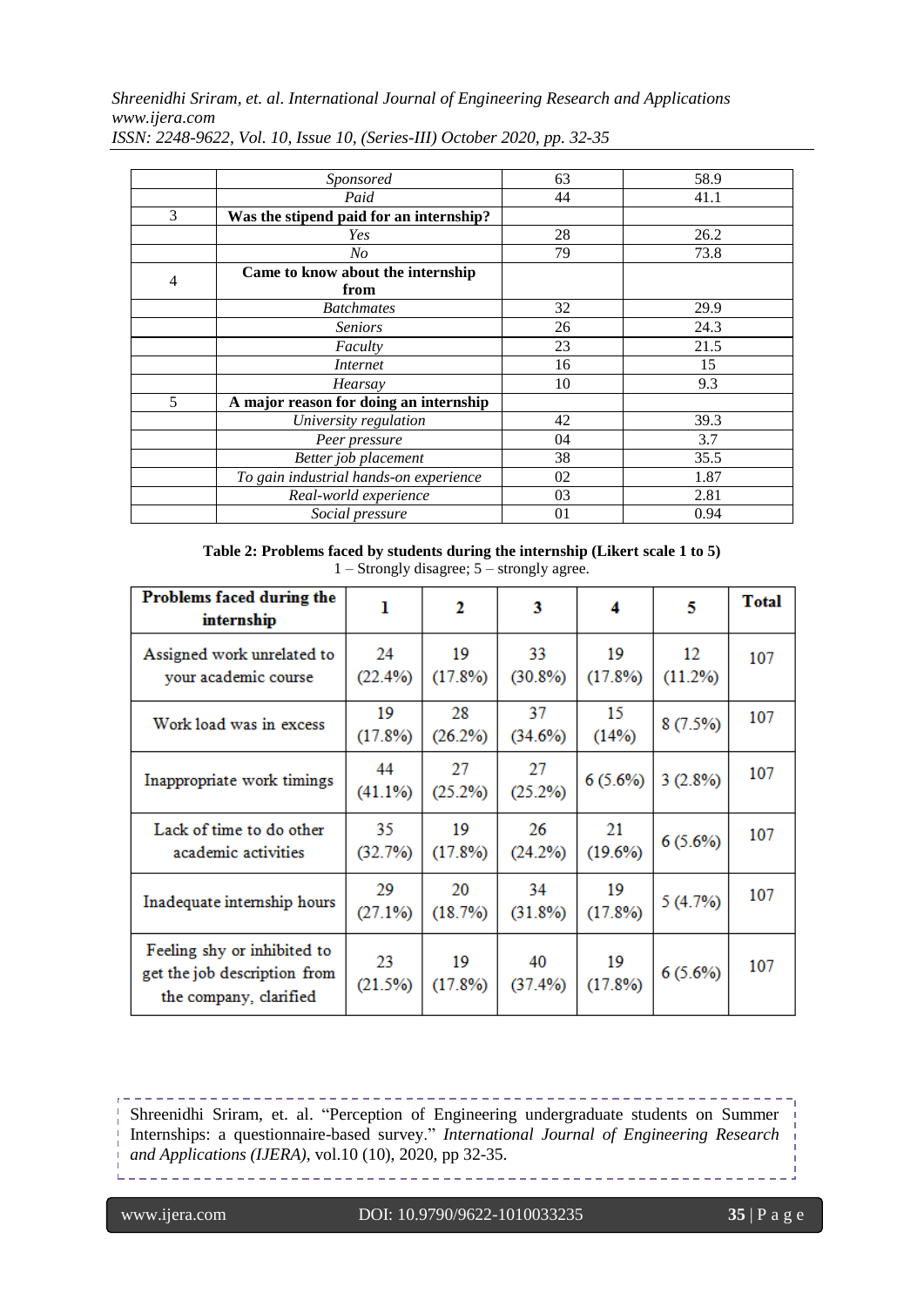| | | | |
|---|---|---|---|
| | *Sponsored* | 63 | 58.9 |
| | *Paid* | 44 | 41.1 |
| 3 | **Was the stipend paid for an internship?** | | |
| | *Yes* | 28 | 26.2 |
| | *No* | 79 | 73.8 |
| 4 | **Came to know about the internship from** | | |
| | *Batchmates* | 32 | 29.9 |
| | *Seniors* | 26 | 24.3 |
| | *Faculty* | 23 | 21.5 |
| | *Internet* | 16 | 15 |
| | *Hearsay* | 10 | 9.3 |
| 5 | **A major reason for doing an internship** | | |
| | *University regulation* | 42 | 39.3 |
| | *Peer pressure* | 04 | 3.7 |
| | *Better job placement* | 38 | 35.5 |
| | *To gain industrial hands-on experience* | 02 | 1.87 |
| | *Real-world experience* | 03 | 2.81 |
| | *Social pressure* | 01 | 0.94 |

**Table 2: Problems faced by students during the internship (Likert scale 1 to 5)**
1 – Strongly disagree; 5 – strongly agree.

| Problems faced during the internship | 1 | 2 | 3 | 4 | 5 | Total |
|---|---|---|---|---|---|---|
| Assigned work unrelated to your academic course | 24 (22.4%) | 19 (17.8%) | 33 (30.8%) | 19 (17.8%) | 12 (11.2%) | 107 |
| Work load was in excess | 19 (17.8%) | 28 (26.2%) | 37 (34.6%) | 15 (14%) | 8 (7.5%) | 107 |
| Inappropriate work timings | 44 (41.1%) | 27 (25.2%) | 27 (25.2%) | 6 (5.6%) | 3 (2.8%) | 107 |
| Lack of time to do other academic activities | 35 (32.7%) | 19 (17.8%) | 26 (24.2%) | 21 (19.6%) | 6 (5.6%) | 107 |
| Inadequate internship hours | 29 (27.1%) | 20 (18.7%) | 34 (31.8%) | 19 (17.8%) | 5 (4.7%) | 107 |
| Feeling shy or inhibited to get the job description from the company, clarified | 23 (21.5%) | 19 (17.8%) | 40 (37.4%) | 19 (17.8%) | 6 (5.6%) | 107 |

Shreenidhi Sriram, et. al. "Perception of Engineering undergraduate students on Summer Internships: a questionnaire-based survey." *International Journal of Engineering Research and Applications (IJERA)*, vol.10 (10), 2020, pp 32-35.